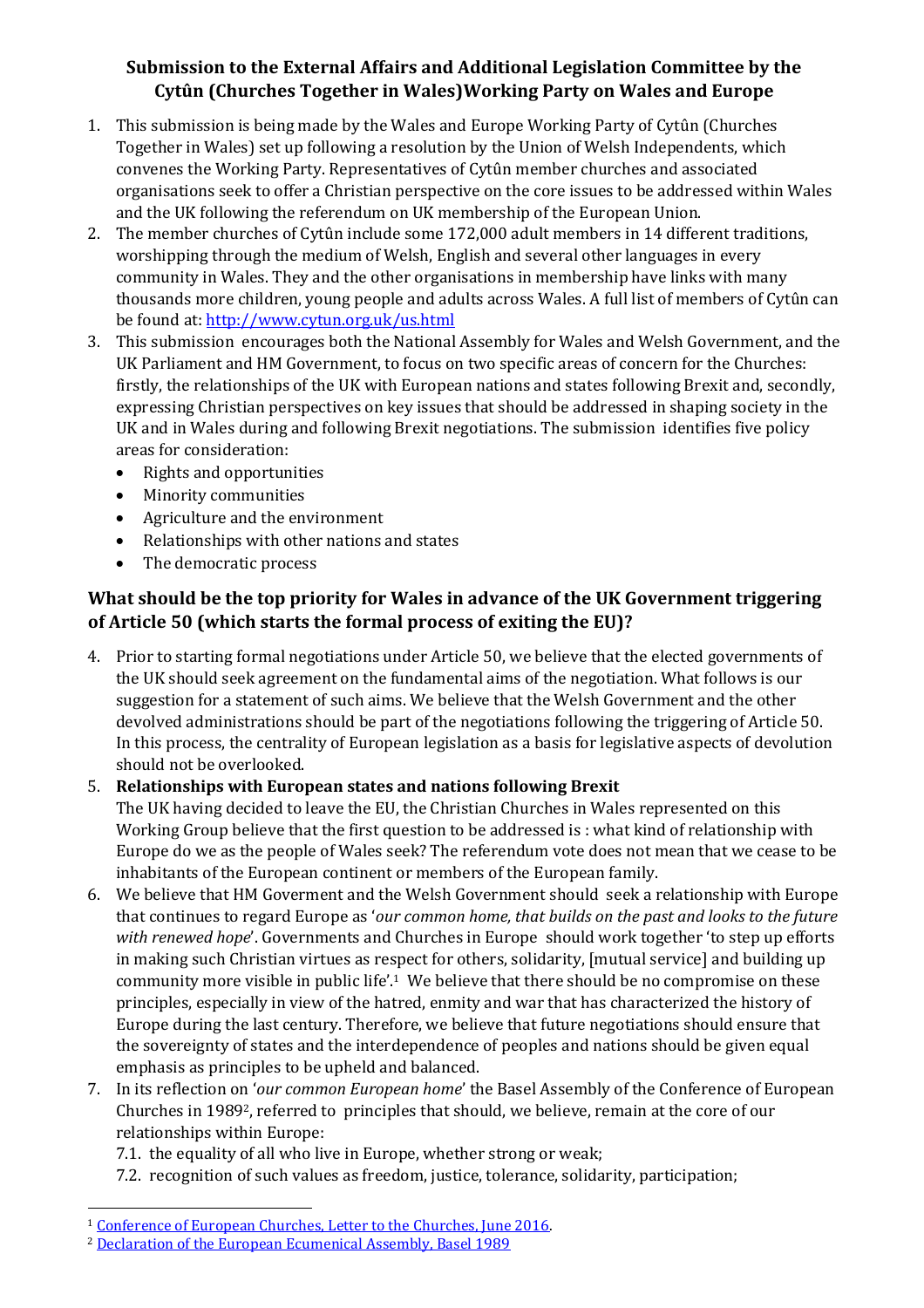## Submission to the External Affairs and Additional Legislation Committee by the Cytûn (Churches Together in Wales)Working Party on Wales and Europe

1. This submission is being made by the Wales and Europe Working Party of Cytûn (Churches Together in Wales) set up following a resolution by the Union of Welsh Independents, which convenes the Working Party. Representatives of Cytûn member churches and associated organisations seek to offer a Christian perspective on the core issues to be addressed within Wales and the UK following the referendum on UK membership of the European Union.
2. The member churches of Cytûn include some 172,000 adult members in 14 different traditions, worshipping through the medium of Welsh, English and several other languages in every community in Wales. They and the other organisations in membership have links with many thousands more children, young people and adults across Wales. A full list of members of Cytûn can be found at: http://www.cytun.org.uk/us.html
3. This submission encourages both the National Assembly for Wales and Welsh Government, and the UK Parliament and HM Government, to focus on two specific areas of concern for the Churches: firstly, the relationships of the UK with European nations and states following Brexit and, secondly, expressing Christian perspectives on key issues that should be addressed in shaping society in the UK and in Wales during and following Brexit negotiations. The submission identifies five policy areas for consideration:
   - Rights and opportunities
   - Minority communities
   - Agriculture and the environment
   - Relationships with other nations and states
   - The democratic process

### What should be the top priority for Wales in advance of the UK Government triggering of Article 50 (which starts the formal process of exiting the EU)?

4. Prior to starting formal negotiations under Article 50, we believe that the elected governments of the UK should seek agreement on the fundamental aims of the negotiation. What follows is our suggestion for a statement of such aims. We believe that the Welsh Government and the other devolved administrations should be part of the negotiations following the triggering of Article 50. In this process, the centrality of European legislation as a basis for legislative aspects of devolution should not be overlooked.
5. **Relationships with European states and nations following Brexit**
   The UK having decided to leave the EU, the Christian Churches in Wales represented on this Working Group believe that the first question to be addressed is : what kind of relationship with Europe do we as the people of Wales seek? The referendum vote does not mean that we cease to be inhabitants of the European continent or members of the European family.
6. We believe that HM Goverment and the Welsh Government should seek a relationship with Europe that continues to regard Europe as '*our common home, that builds on the past and looks to the future with renewed hope*'. Governments and Churches in Europe should work together 'to step up efforts in making such Christian virtues as respect for others, solidarity, [mutual service] and building up community more visible in public life'.[1] We believe that there should be no compromise on these principles, especially in view of the hatred, enmity and war that has characterized the history of Europe during the last century. Therefore, we believe that future negotiations should ensure that the sovereignty of states and the interdependence of peoples and nations should be given equal emphasis as principles to be upheld and balanced.
7. In its reflection on '*our common European home*' the Basel Assembly of the Conference of European Churches in 1989[2], referred to principles that should, we believe, remain at the core of our relationships within Europe:
   7.1. the equality of all who live in Europe, whether strong or weak;
   7.2. recognition of such values as freedom, justice, tolerance, solidarity, participation;

---

[1] Conference of European Churches, Letter to the Churches, June 2016.

[2] Declaration of the European Ecumenical Assembly, Basel 1989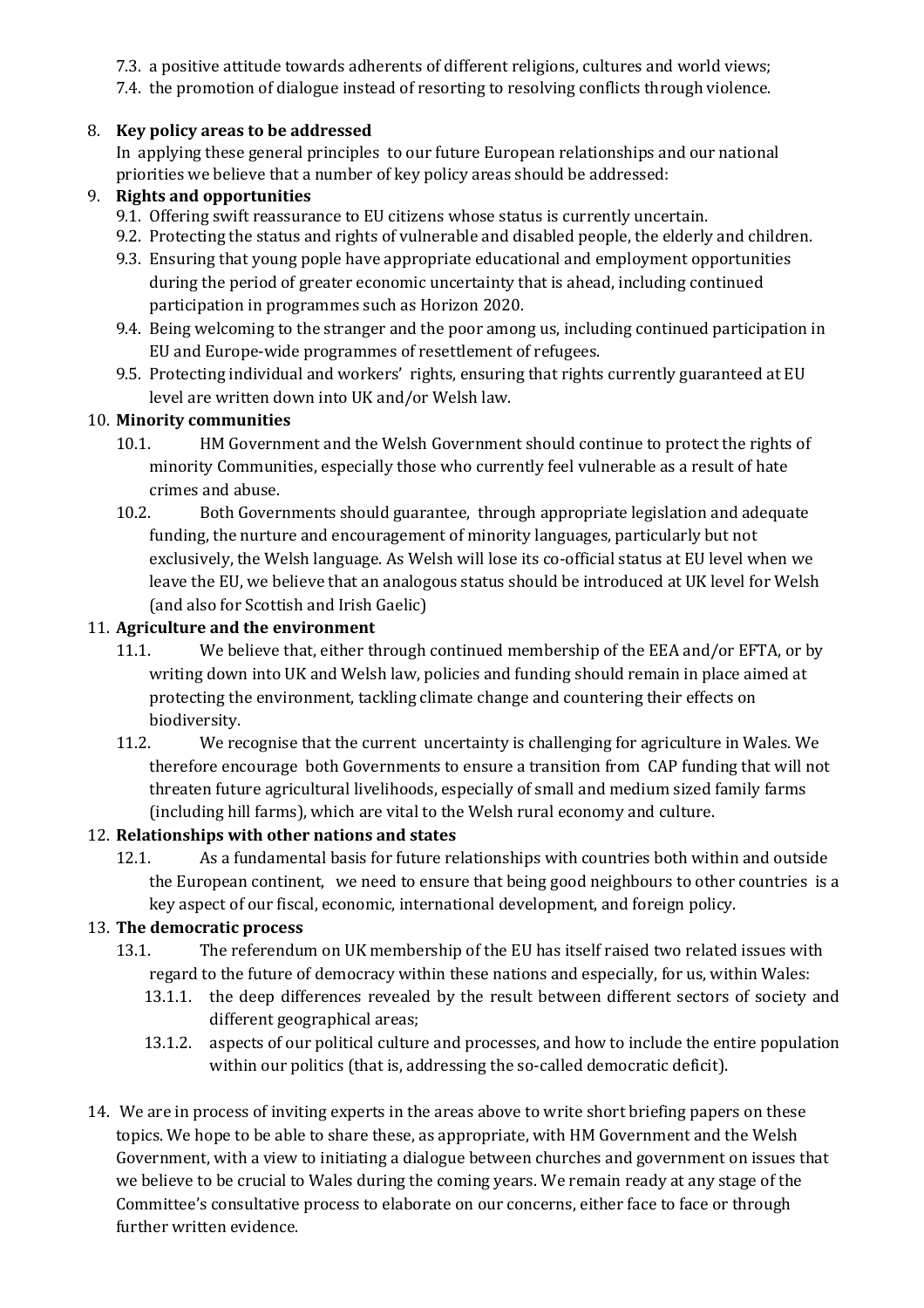7.3. a positive attitude towards adherents of different religions, cultures and world views;

7.4. the promotion of dialogue instead of resorting to resolving conflicts through violence.

8. **Key policy areas to be addressed**

In applying these general principles to our future European relationships and our national priorities we believe that a number of key policy areas should be addressed:

9. **Rights and opportunities**

9.1. Offering swift reassurance to EU citizens whose status is currently uncertain.

9.2. Protecting the status and rights of vulnerable and disabled people, the elderly and children.

9.3. Ensuring that young pople have appropriate educational and employment opportunities during the period of greater economic uncertainty that is ahead, including continued participation in programmes such as Horizon 2020.

9.4. Being welcoming to the stranger and the poor among us, including continued participation in EU and Europe-wide programmes of resettlement of refugees.

9.5. Protecting individual and workers' rights, ensuring that rights currently guaranteed at EU level are written down into UK and/or Welsh law.

10. **Minority communities**

10.1. HM Government and the Welsh Government should continue to protect the rights of minority Communities, especially those who currently feel vulnerable as a result of hate crimes and abuse.

10.2. Both Governments should guarantee, through appropriate legislation and adequate funding, the nurture and encouragement of minority languages, particularly but not exclusively, the Welsh language. As Welsh will lose its co-official status at EU level when we leave the EU, we believe that an analogous status should be introduced at UK level for Welsh (and also for Scottish and Irish Gaelic)

11. **Agriculture and the environment**

11.1. We believe that, either through continued membership of the EEA and/or EFTA, or by writing down into UK and Welsh law, policies and funding should remain in place aimed at protecting the environment, tackling climate change and countering their effects on biodiversity.

11.2. We recognise that the current uncertainty is challenging for agriculture in Wales. We therefore encourage both Governments to ensure a transition from CAP funding that will not threaten future agricultural livelihoods, especially of small and medium sized family farms (including hill farms), which are vital to the Welsh rural economy and culture.

12. **Relationships with other nations and states**

12.1. As a fundamental basis for future relationships with countries both within and outside the European continent, we need to ensure that being good neighbours to other countries is a key aspect of our fiscal, economic, international development, and foreign policy.

13. **The democratic process**

13.1. The referendum on UK membership of the EU has itself raised two related issues with regard to the future of democracy within these nations and especially, for us, within Wales:

13.1.1. the deep differences revealed by the result between different sectors of society and different geographical areas;

13.1.2. aspects of our political culture and processes, and how to include the entire population within our politics (that is, addressing the so-called democratic deficit).

14. We are in process of inviting experts in the areas above to write short briefing papers on these topics. We hope to be able to share these, as appropriate, with HM Government and the Welsh Government, with a view to initiating a dialogue between churches and government on issues that we believe to be crucial to Wales during the coming years. We remain ready at any stage of the Committee's consultative process to elaborate on our concerns, either face to face or through further written evidence.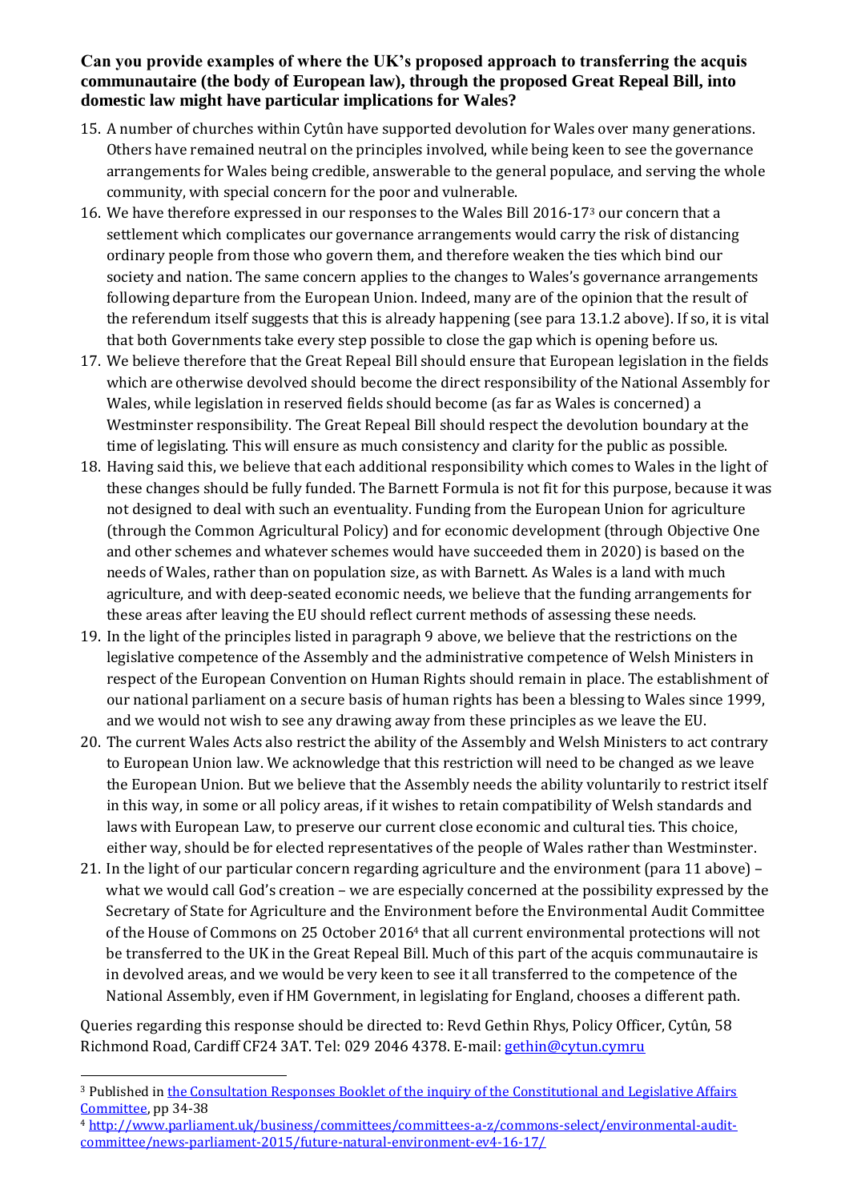**Can you provide examples of where the UK's proposed approach to transferring the acquis communautaire (the body of European law), through the proposed Great Repeal Bill, into domestic law might have particular implications for Wales?**

15. A number of churches within Cytûn have supported devolution for Wales over many generations. Others have remained neutral on the principles involved, while being keen to see the governance arrangements for Wales being credible, answerable to the general populace, and serving the whole community, with special concern for the poor and vulnerable.
16. We have therefore expressed in our responses to the Wales Bill 2016-17[3] our concern that a settlement which complicates our governance arrangements would carry the risk of distancing ordinary people from those who govern them, and therefore weaken the ties which bind our society and nation. The same concern applies to the changes to Wales's governance arrangements following departure from the European Union. Indeed, many are of the opinion that the result of the referendum itself suggests that this is already happening (see para 13.1.2 above). If so, it is vital that both Governments take every step possible to close the gap which is opening before us.
17. We believe therefore that the Great Repeal Bill should ensure that European legislation in the fields which are otherwise devolved should become the direct responsibility of the National Assembly for Wales, while legislation in reserved fields should become (as far as Wales is concerned) a Westminster responsibility. The Great Repeal Bill should respect the devolution boundary at the time of legislating. This will ensure as much consistency and clarity for the public as possible.
18. Having said this, we believe that each additional responsibility which comes to Wales in the light of these changes should be fully funded. The Barnett Formula is not fit for this purpose, because it was not designed to deal with such an eventuality. Funding from the European Union for agriculture (through the Common Agricultural Policy) and for economic development (through Objective One and other schemes and whatever schemes would have succeeded them in 2020) is based on the needs of Wales, rather than on population size, as with Barnett. As Wales is a land with much agriculture, and with deep-seated economic needs, we believe that the funding arrangements for these areas after leaving the EU should reflect current methods of assessing these needs.
19. In the light of the principles listed in paragraph 9 above, we believe that the restrictions on the legislative competence of the Assembly and the administrative competence of Welsh Ministers in respect of the European Convention on Human Rights should remain in place. The establishment of our national parliament on a secure basis of human rights has been a blessing to Wales since 1999, and we would not wish to see any drawing away from these principles as we leave the EU.
20. The current Wales Acts also restrict the ability of the Assembly and Welsh Ministers to act contrary to European Union law. We acknowledge that this restriction will need to be changed as we leave the European Union. But we believe that the Assembly needs the ability voluntarily to restrict itself in this way, in some or all policy areas, if it wishes to retain compatibility of Welsh standards and laws with European Law, to preserve our current close economic and cultural ties. This choice, either way, should be for elected representatives of the people of Wales rather than Westminster.
21. In the light of our particular concern regarding agriculture and the environment (para 11 above) – what we would call God's creation – we are especially concerned at the possibility expressed by the Secretary of State for Agriculture and the Environment before the Environmental Audit Committee of the House of Commons on 25 October 2016[4] that all current environmental protections will not be transferred to the UK in the Great Repeal Bill. Much of this part of the acquis communautaire is in devolved areas, and we would be very keen to see it all transferred to the competence of the National Assembly, even if HM Government, in legislating for England, chooses a different path.

Queries regarding this response should be directed to: Revd Gethin Rhys, Policy Officer, Cytûn, 58 Richmond Road, Cardiff CF24 3AT. Tel: 029 2046 4378. E-mail: gethin@cytun.cymru

---

[3] Published in the Consultation Responses Booklet of the inquiry of the Constitutional and Legislative Affairs Committee, pp 34-38

[4] http://www.parliament.uk/business/committees/committees-a-z/commons-select/environmental-audit-committee/news-parliament-2015/future-natural-environment-ev4-16-17/